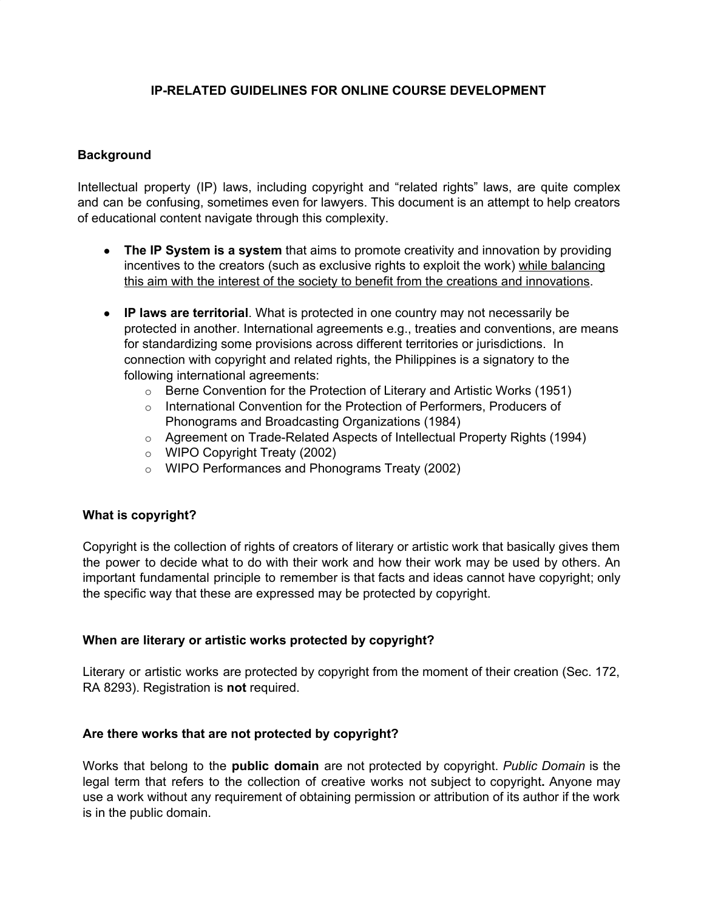# IP-RELATED GUIDELINES FOR ONLINE COURSE DEVELOPMENT

## Background

Intellectual property (IP) laws, including copyright and "related rights" laws, are quite complex and can be confusing, sometimes even for lawyers. This document is an attempt to help creators of educational content navigate through this complexity.

- **The IP System is a system** that aims to promote creativity and innovation by providing incentives to the creators (such as exclusive rights to exploit the work) <u>while balancing this aim with the interest of the society to benefit from the creations and innovations</u>.

- **IP laws are territorial**. What is protected in one country may not necessarily be protected in another. International agreements e.g., treaties and conventions, are means for standardizing some provisions across different territories or jurisdictions. In connection with copyright and related rights, the Philippines is a signatory to the following international agreements:
  - Berne Convention for the Protection of Literary and Artistic Works (1951)
  - International Convention for the Protection of Performers, Producers of Phonograms and Broadcasting Organizations (1984)
  - Agreement on Trade-Related Aspects of Intellectual Property Rights (1994)
  - WIPO Copyright Treaty (2002)
  - WIPO Performances and Phonograms Treaty (2002)

## What is copyright?

Copyright is the collection of rights of creators of literary or artistic work that basically gives them the power to decide what to do with their work and how their work may be used by others. An important fundamental principle to remember is that facts and ideas cannot have copyright; only the specific way that these are expressed may be protected by copyright.

## When are literary or artistic works protected by copyright?

Literary or artistic works are protected by copyright from the moment of their creation (Sec. 172, RA 8293). Registration is **not** required.

## Are there works that are not protected by copyright?

Works that belong to the **public domain** are not protected by copyright. *Public Domain* is the legal term that refers to the collection of creative works not subject to copyright**.** Anyone may use a work without any requirement of obtaining permission or attribution of its author if the work is in the public domain.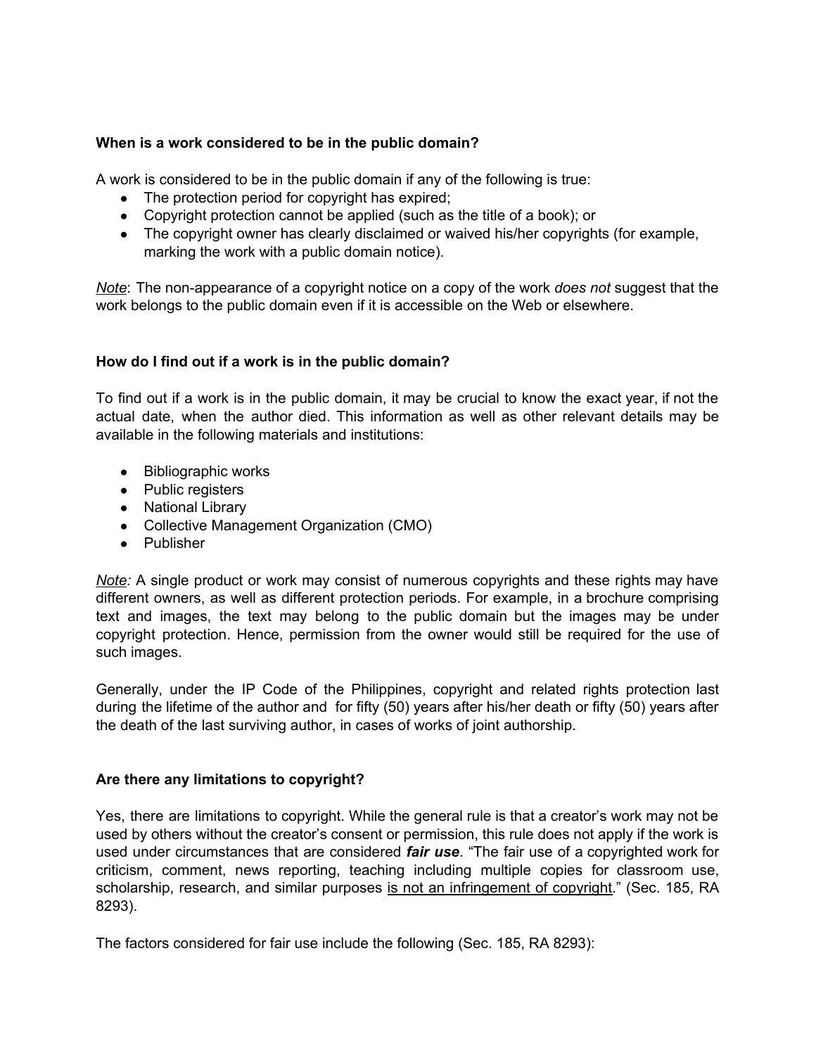**When is a work considered to be in the public domain?**

A work is considered to be in the public domain if any of the following is true:

- The protection period for copyright has expired;
- Copyright protection cannot be applied (such as the title of a book); or
- The copyright owner has clearly disclaimed or waived his/her copyrights (for example, marking the work with a public domain notice).

<u>*Note*</u>: The non-appearance of a copyright notice on a copy of the work *does not* suggest that the work belongs to the public domain even if it is accessible on the Web or elsewhere.

**How do I find out if a work is in the public domain?**

To find out if a work is in the public domain, it may be crucial to know the exact year, if not the actual date, when the author died. This information as well as other relevant details may be available in the following materials and institutions:

- Bibliographic works
- Public registers
- National Library
- Collective Management Organization (CMO)
- Publisher

<u>*Note:*</u> A single product or work may consist of numerous copyrights and these rights may have different owners, as well as different protection periods. For example, in a brochure comprising text and images, the text may belong to the public domain but the images may be under copyright protection. Hence, permission from the owner would still be required for the use of such images.

Generally, under the IP Code of the Philippines, copyright and related rights protection last during the lifetime of the author and for fifty (50) years after his/her death or fifty (50) years after the death of the last surviving author, in cases of works of joint authorship.

**Are there any limitations to copyright?**

Yes, there are limitations to copyright. While the general rule is that a creator's work may not be used by others without the creator's consent or permission, this rule does not apply if the work is used under circumstances that are considered ***fair use***. "The fair use of a copyrighted work for criticism, comment, news reporting, teaching including multiple copies for classroom use, scholarship, research, and similar purposes <u>is not an infringement of copyright</u>." (Sec. 185, RA 8293).

The factors considered for fair use include the following (Sec. 185, RA 8293):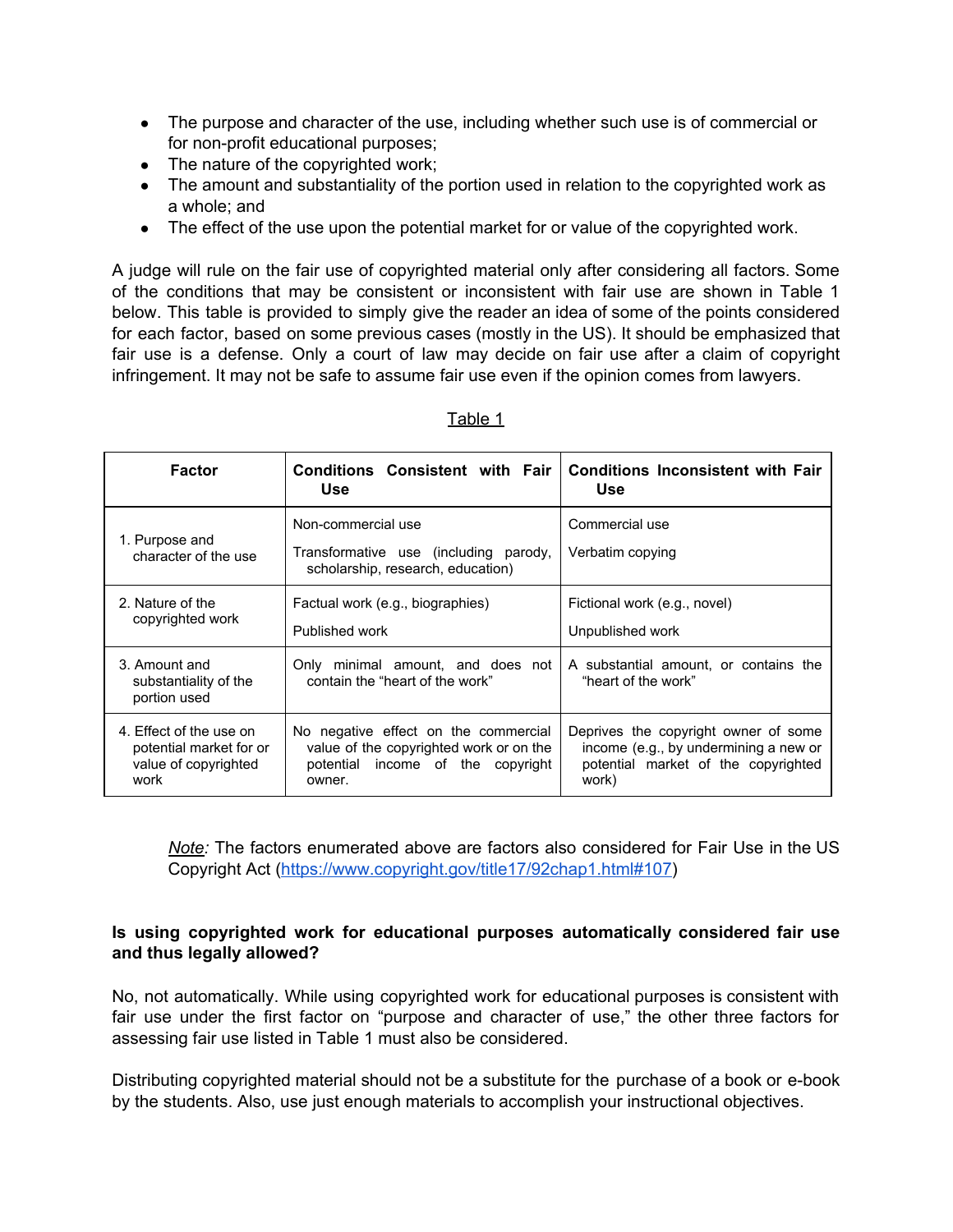- The purpose and character of the use, including whether such use is of commercial or for non-profit educational purposes;
- The nature of the copyrighted work;
- The amount and substantiality of the portion used in relation to the copyrighted work as a whole; and
- The effect of the use upon the potential market for or value of the copyrighted work.

A judge will rule on the fair use of copyrighted material only after considering all factors. Some of the conditions that may be consistent or inconsistent with fair use are shown in Table 1 below. This table is provided to simply give the reader an idea of some of the points considered for each factor, based on some previous cases (mostly in the US). It should be emphasized that fair use is a defense. Only a court of law may decide on fair use after a claim of copyright infringement. It may not be safe to assume fair use even if the opinion comes from lawyers.

Table 1

| Factor | Conditions Consistent with Fair Use | Conditions Inconsistent with Fair Use |
|---|---|---|
| 1. Purpose and character of the use | Non-commercial use<br><br>Transformative use (including parody, scholarship, research, education) | Commercial use<br><br>Verbatim copying |
| 2. Nature of the copyrighted work | Factual work (e.g., biographies)<br><br>Published work | Fictional work (e.g., novel)<br><br>Unpublished work |
| 3. Amount and substantiality of the portion used | Only minimal amount, and does not contain the "heart of the work" | A substantial amount, or contains the "heart of the work" |
| 4. Effect of the use on potential market for or value of copyrighted work | No negative effect on the commercial value of the copyrighted work or on the potential income of the copyright owner. | Deprives the copyright owner of some income (e.g., by undermining a new or potential market of the copyrighted work) |

*Note:* The factors enumerated above are factors also considered for Fair Use in the US Copyright Act (https://www.copyright.gov/title17/92chap1.html#107)

**Is using copyrighted work for educational purposes automatically considered fair use and thus legally allowed?**

No, not automatically. While using copyrighted work for educational purposes is consistent with fair use under the first factor on "purpose and character of use," the other three factors for assessing fair use listed in Table 1 must also be considered.

Distributing copyrighted material should not be a substitute for the purchase of a book or e-book by the students. Also, use just enough materials to accomplish your instructional objectives.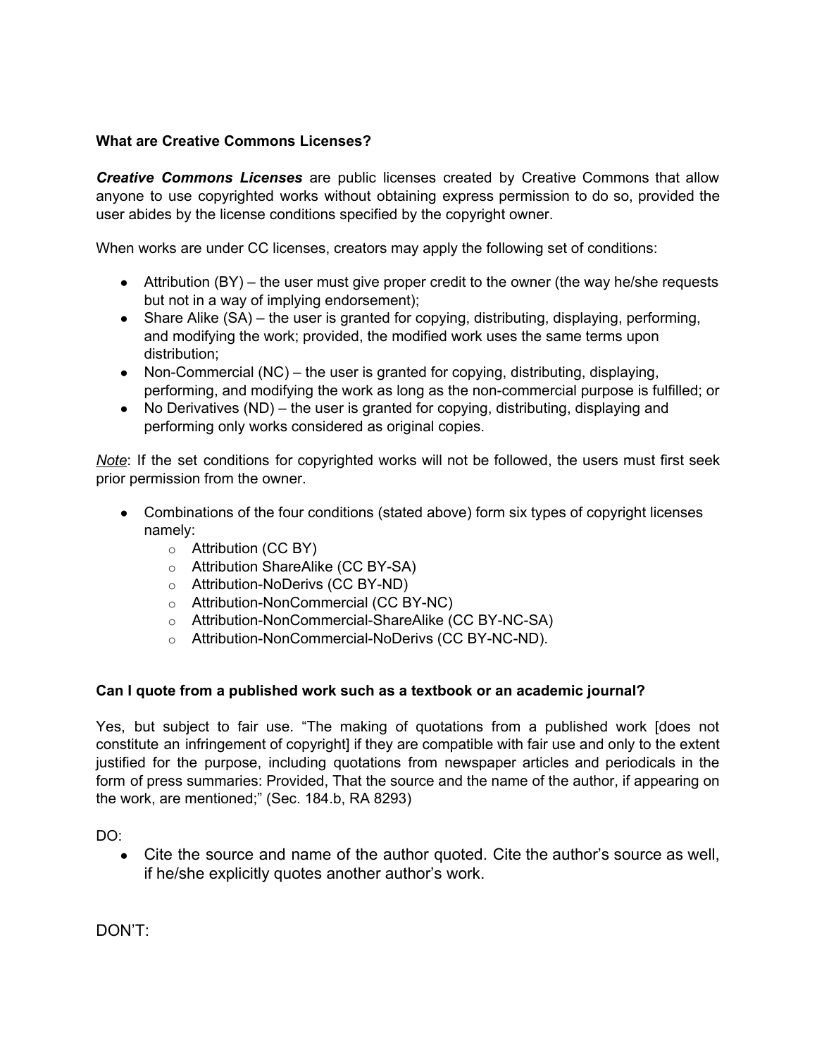**What are Creative Commons Licenses?**

***Creative Commons Licenses*** are public licenses created by Creative Commons that allow anyone to use copyrighted works without obtaining express permission to do so, provided the user abides by the license conditions specified by the copyright owner.

When works are under CC licenses, creators may apply the following set of conditions:

- Attribution (BY) – the user must give proper credit to the owner (the way he/she requests but not in a way of implying endorsement);
- Share Alike (SA) – the user is granted for copying, distributing, displaying, performing, and modifying the work; provided, the modified work uses the same terms upon distribution;
- Non-Commercial (NC) – the user is granted for copying, distributing, displaying, performing, and modifying the work as long as the non-commercial purpose is fulfilled; or
- No Derivatives (ND) – the user is granted for copying, distributing, displaying and performing only works considered as original copies.

*Note*: If the set conditions for copyrighted works will not be followed, the users must first seek prior permission from the owner.

- Combinations of the four conditions (stated above) form six types of copyright licenses namely:
  - Attribution (CC BY)
  - Attribution ShareAlike (CC BY-SA)
  - Attribution-NoDerivs (CC BY-ND)
  - Attribution-NonCommercial (CC BY-NC)
  - Attribution-NonCommercial-ShareAlike (CC BY-NC-SA)
  - Attribution-NonCommercial-NoDerivs (CC BY-NC-ND).

**Can I quote from a published work such as a textbook or an academic journal?**

Yes, but subject to fair use. "The making of quotations from a published work [does not constitute an infringement of copyright] if they are compatible with fair use and only to the extent justified for the purpose, including quotations from newspaper articles and periodicals in the form of press summaries: Provided, That the source and the name of the author, if appearing on the work, are mentioned;" (Sec. 184.b, RA 8293)

DO:

- Cite the source and name of the author quoted. Cite the author's source as well, if he/she explicitly quotes another author's work.

DON'T: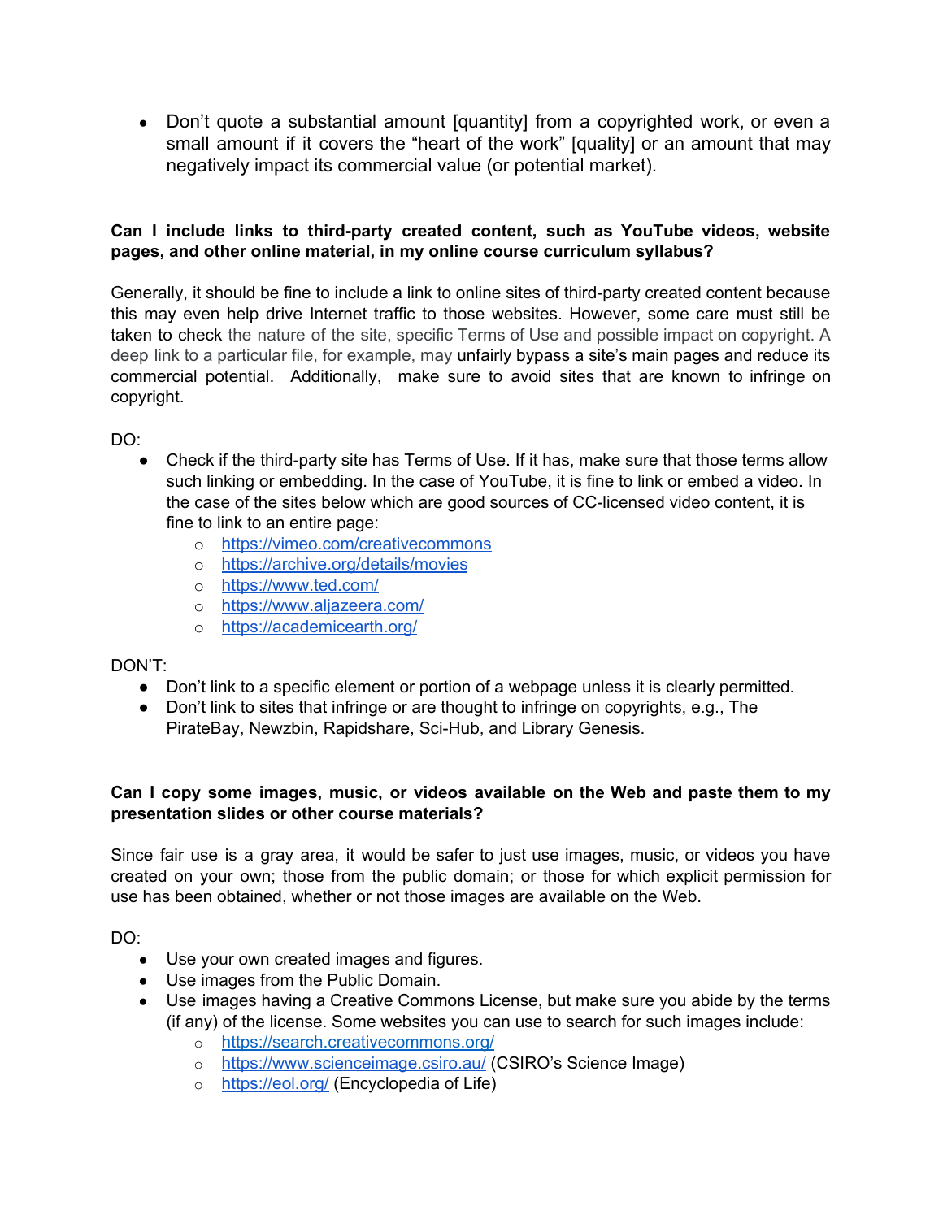- Don't quote a substantial amount [quantity] from a copyrighted work, or even a small amount if it covers the "heart of the work" [quality] or an amount that may negatively impact its commercial value (or potential market).

**Can I include links to third-party created content, such as YouTube videos, website pages, and other online material, in my online course curriculum syllabus?**

Generally, it should be fine to include a link to online sites of third-party created content because this may even help drive Internet traffic to those websites. However, some care must still be taken to check the nature of the site, specific Terms of Use and possible impact on copyright. A deep link to a particular file, for example, may unfairly bypass a site's main pages and reduce its commercial potential. Additionally, make sure to avoid sites that are known to infringe on copyright.

DO:

- Check if the third-party site has Terms of Use. If it has, make sure that those terms allow such linking or embedding. In the case of YouTube, it is fine to link or embed a video. In the case of the sites below which are good sources of CC-licensed video content, it is fine to link to an entire page:
    - https://vimeo.com/creativecommons
    - https://archive.org/details/movies
    - https://www.ted.com/
    - https://www.aljazeera.com/
    - https://academicearth.org/

DON'T:

- Don't link to a specific element or portion of a webpage unless it is clearly permitted.
- Don't link to sites that infringe or are thought to infringe on copyrights, e.g., The PirateBay, Newzbin, Rapidshare, Sci-Hub, and Library Genesis.

**Can I copy some images, music, or videos available on the Web and paste them to my presentation slides or other course materials?**

Since fair use is a gray area, it would be safer to just use images, music, or videos you have created on your own; those from the public domain; or those for which explicit permission for use has been obtained, whether or not those images are available on the Web.

DO:

- Use your own created images and figures.
- Use images from the Public Domain.
- Use images having a Creative Commons License, but make sure you abide by the terms (if any) of the license. Some websites you can use to search for such images include:
    - https://search.creativecommons.org/
    - https://www.scienceimage.csiro.au/ (CSIRO's Science Image)
    - https://eol.org/ (Encyclopedia of Life)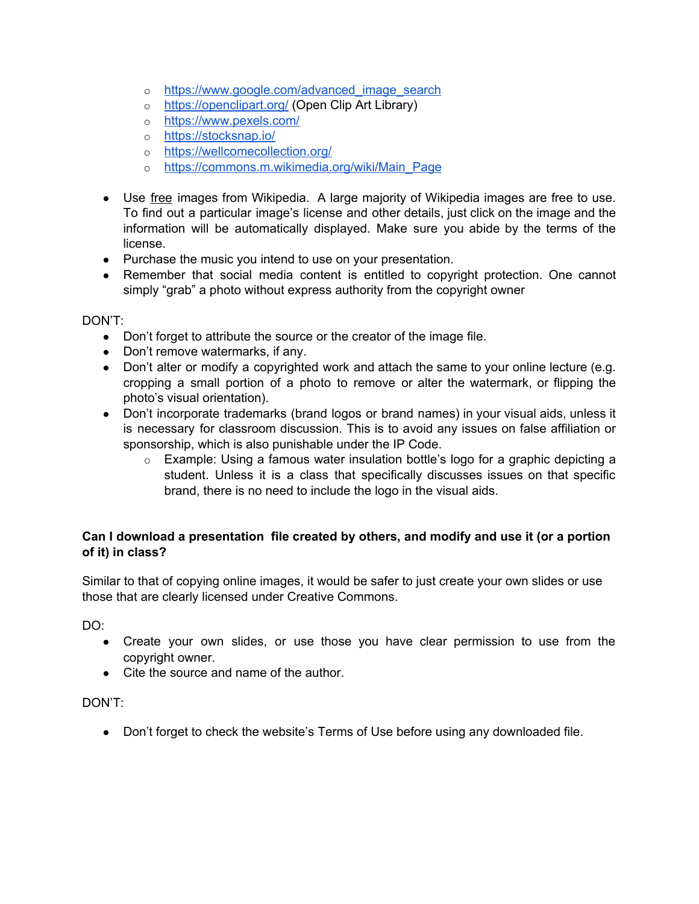- [https://www.google.com/advanced_image_search](https://www.google.com/advanced_image_search)
  - [https://openclipart.org/](https://openclipart.org/) (Open Clip Art Library)
  - [https://www.pexels.com/](https://www.pexels.com/)
  - [https://stocksnap.io/](https://stocksnap.io/)
  - [https://wellcomecollection.org/](https://wellcomecollection.org/)
  - [https://commons.m.wikimedia.org/wiki/Main_Page](https://commons.m.wikimedia.org/wiki/Main_Page)

- Use <u>free</u> images from Wikipedia. A large majority of Wikipedia images are free to use. To find out a particular image's license and other details, just click on the image and the information will be automatically displayed. Make sure you abide by the terms of the license.
- Purchase the music you intend to use on your presentation.
- Remember that social media content is entitled to copyright protection. One cannot simply "grab" a photo without express authority from the copyright owner

DON'T:

- Don't forget to attribute the source or the creator of the image file.
- Don't remove watermarks, if any.
- Don't alter or modify a copyrighted work and attach the same to your online lecture (e.g. cropping a small portion of a photo to remove or alter the watermark, or flipping the photo's visual orientation).
- Don't incorporate trademarks (brand logos or brand names) in your visual aids, unless it is necessary for classroom discussion. This is to avoid any issues on false affiliation or sponsorship, which is also punishable under the IP Code.
  - Example: Using a famous water insulation bottle's logo for a graphic depicting a student. Unless it is a class that specifically discusses issues on that specific brand, there is no need to include the logo in the visual aids.

**Can I download a presentation file created by others, and modify and use it (or a portion of it) in class?**

Similar to that of copying online images, it would be safer to just create your own slides or use those that are clearly licensed under Creative Commons.

DO:

- Create your own slides, or use those you have clear permission to use from the copyright owner.
- Cite the source and name of the author.

DON'T:

- Don't forget to check the website's Terms of Use before using any downloaded file.